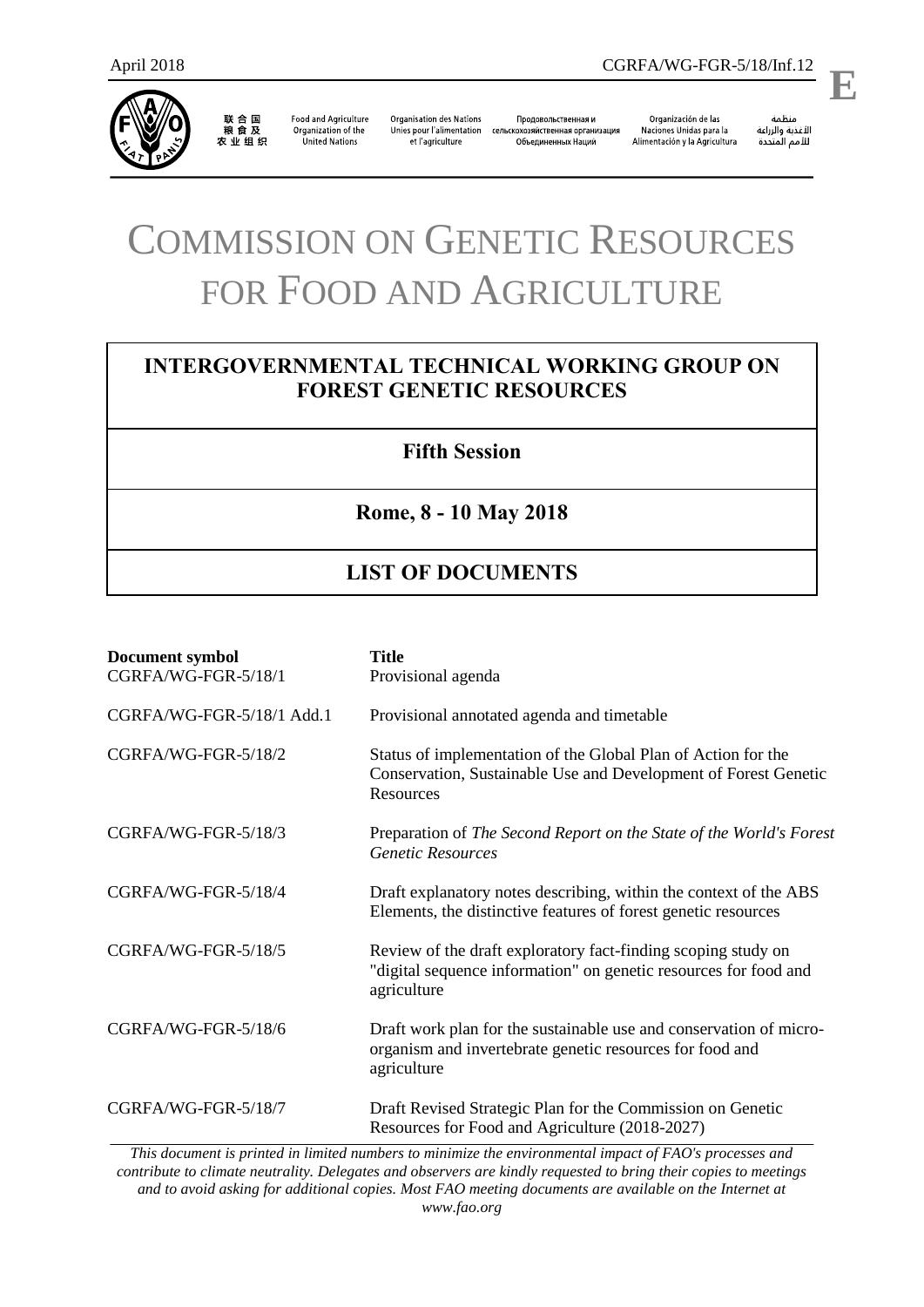April 2018 CGRFA/WG-FGR-5/18/Inf.12

**E**

联合国粮食及农业组织 Food and Agriculture Organization of the United Nations Organisation des Nations Unies pour l'alimentation et l'agriculture Продовольственная и сельскохозяйственная организация Объединенных Наций Organización de las Naciones Unidas para la Alimentación y la Agricultura منظمة الأغذية والزراعة للأمم المتحدة

# COMMISSION ON GENETIC RESOURCES FOR FOOD AND AGRICULTURE

## INTERGOVERNMENTAL TECHNICAL WORKING GROUP ON FOREST GENETIC RESOURCES

### Fifth Session

### Rome, 8 - 10 May 2018

### LIST OF DOCUMENTS

| Document symbol | Title |
|---|---|
| CGRFA/WG-FGR-5/18/1 | Provisional agenda |
| CGRFA/WG-FGR-5/18/1 Add.1 | Provisional annotated agenda and timetable |
| CGRFA/WG-FGR-5/18/2 | Status of implementation of the Global Plan of Action for the Conservation, Sustainable Use and Development of Forest Genetic Resources |
| CGRFA/WG-FGR-5/18/3 | Preparation of *The Second Report on the State of the World's Forest Genetic Resources* |
| CGRFA/WG-FGR-5/18/4 | Draft explanatory notes describing, within the context of the ABS Elements, the distinctive features of forest genetic resources |
| CGRFA/WG-FGR-5/18/5 | Review of the draft exploratory fact-finding scoping study on "digital sequence information" on genetic resources for food and agriculture |
| CGRFA/WG-FGR-5/18/6 | Draft work plan for the sustainable use and conservation of micro-organism and invertebrate genetic resources for food and agriculture |
| CGRFA/WG-FGR-5/18/7 | Draft Revised Strategic Plan for the Commission on Genetic Resources for Food and Agriculture (2018-2027) |

*This document is printed in limited numbers to minimize the environmental impact of FAO's processes and contribute to climate neutrality. Delegates and observers are kindly requested to bring their copies to meetings and to avoid asking for additional copies. Most FAO meeting documents are available on the Internet at www.fao.org*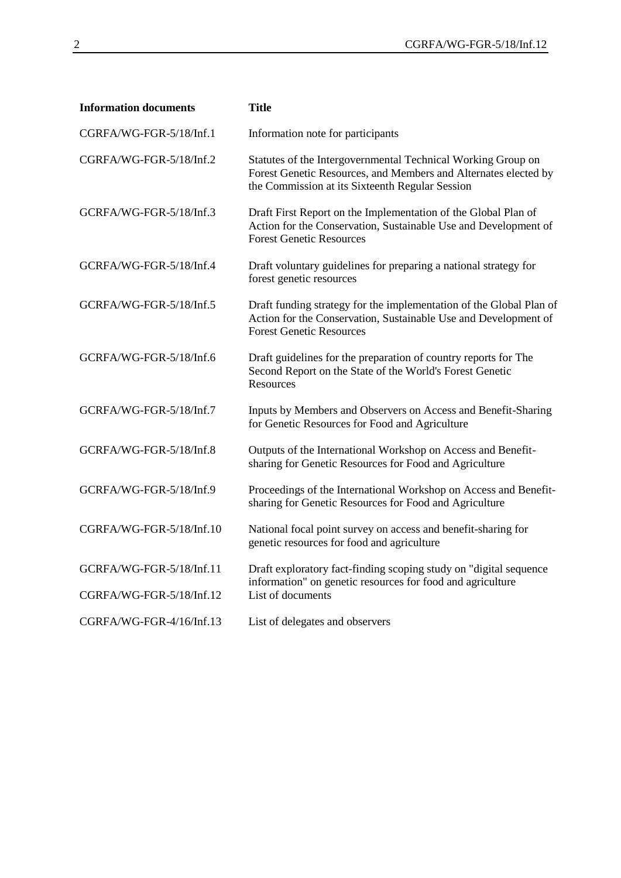| Information documents | Title |
|---|---|
| CGRFA/WG-FGR-5/18/Inf.1 | Information note for participants |
| CGRFA/WG-FGR-5/18/Inf.2 | Statutes of the Intergovernmental Technical Working Group on Forest Genetic Resources, and Members and Alternates elected by the Commission at its Sixteenth Regular Session |
| GCRFA/WG-FGR-5/18/Inf.3 | Draft First Report on the Implementation of the Global Plan of Action for the Conservation, Sustainable Use and Development of Forest Genetic Resources |
| GCRFA/WG-FGR-5/18/Inf.4 | Draft voluntary guidelines for preparing a national strategy for forest genetic resources |
| GCRFA/WG-FGR-5/18/Inf.5 | Draft funding strategy for the implementation of the Global Plan of Action for the Conservation, Sustainable Use and Development of Forest Genetic Resources |
| GCRFA/WG-FGR-5/18/Inf.6 | Draft guidelines for the preparation of country reports for The Second Report on the State of the World's Forest Genetic Resources |
| GCRFA/WG-FGR-5/18/Inf.7 | Inputs by Members and Observers on Access and Benefit-Sharing for Genetic Resources for Food and Agriculture |
| GCRFA/WG-FGR-5/18/Inf.8 | Outputs of the International Workshop on Access and Benefit-sharing for Genetic Resources for Food and Agriculture |
| GCRFA/WG-FGR-5/18/Inf.9 | Proceedings of the International Workshop on Access and Benefit-sharing for Genetic Resources for Food and Agriculture |
| CGRFA/WG-FGR-5/18/Inf.10 | National focal point survey on access and benefit-sharing for genetic resources for food and agriculture |
| GCRFA/WG-FGR-5/18/Inf.11 | Draft exploratory fact-finding scoping study on "digital sequence information" on genetic resources for food and agriculture |
| CGRFA/WG-FGR-5/18/Inf.12 | List of documents |
| CGRFA/WG-FGR-4/16/Inf.13 | List of delegates and observers |